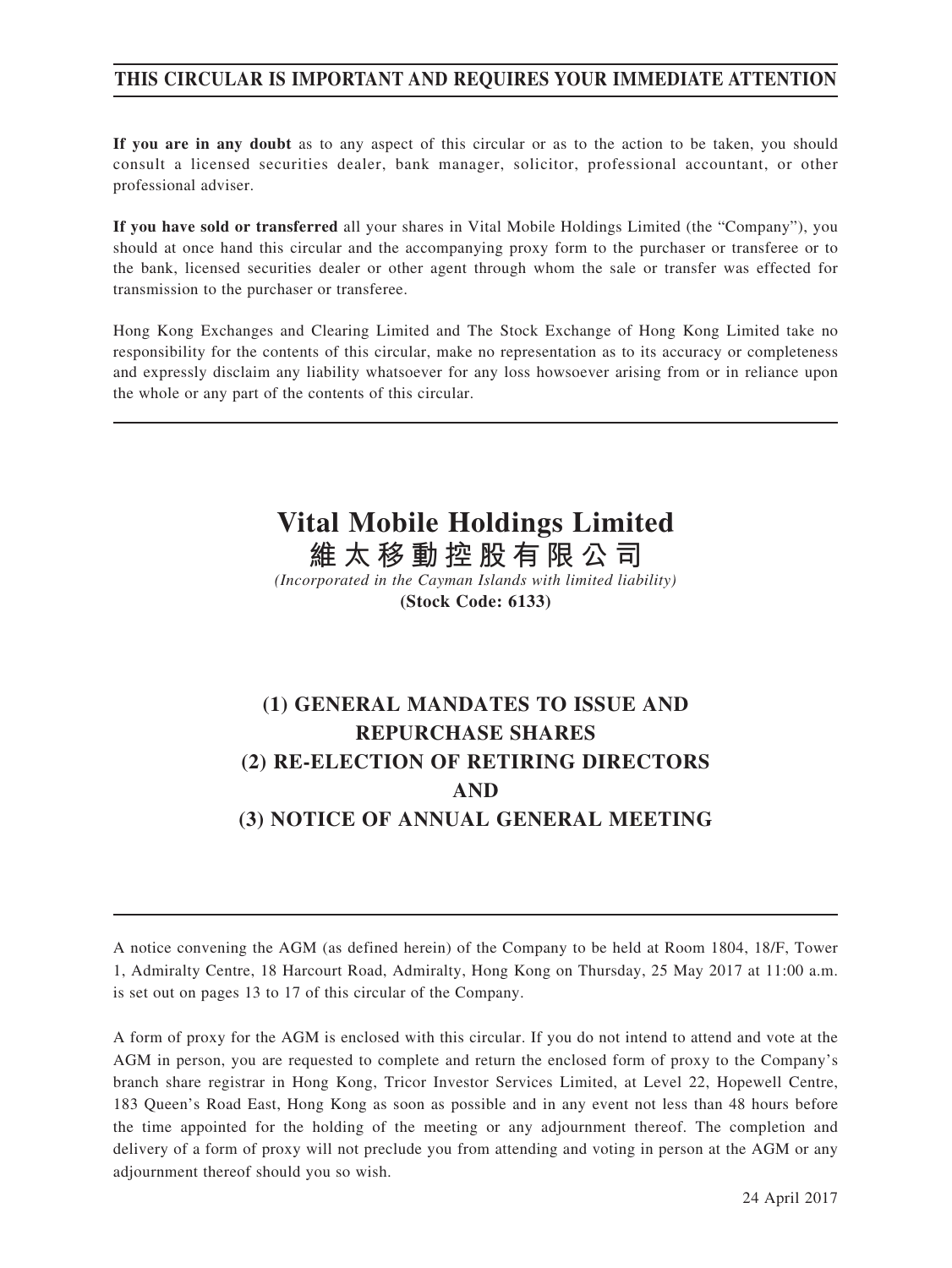**THIS CIRCULAR IS IMPORTANT AND REQUIRES YOUR IMMEDIATE ATTENTION**

**If you are in any doubt** as to any aspect of this circular or as to the action to be taken, you should consult a licensed securities dealer, bank manager, solicitor, professional accountant, or other professional adviser.

**If you have sold or transferred** all your shares in Vital Mobile Holdings Limited (the "Company"), you should at once hand this circular and the accompanying proxy form to the purchaser or transferee or to the bank, licensed securities dealer or other agent through whom the sale or transfer was effected for transmission to the purchaser or transferee.

Hong Kong Exchanges and Clearing Limited and The Stock Exchange of Hong Kong Limited take no responsibility for the contents of this circular, make no representation as to its accuracy or completeness and expressly disclaim any liability whatsoever for any loss howsoever arising from or in reliance upon the whole or any part of the contents of this circular.

# Vital Mobile Holdings Limited
# 維太移動控股有限公司

*(Incorporated in the Cayman Islands with limited liability)*

**(Stock Code: 6133)**

## (1) GENERAL MANDATES TO ISSUE AND REPURCHASE SHARES
## (2) RE-ELECTION OF RETIRING DIRECTORS AND
## (3) NOTICE OF ANNUAL GENERAL MEETING

A notice convening the AGM (as defined herein) of the Company to be held at Room 1804, 18/F, Tower 1, Admiralty Centre, 18 Harcourt Road, Admiralty, Hong Kong on Thursday, 25 May 2017 at 11:00 a.m. is set out on pages 13 to 17 of this circular of the Company.

A form of proxy for the AGM is enclosed with this circular. If you do not intend to attend and vote at the AGM in person, you are requested to complete and return the enclosed form of proxy to the Company's branch share registrar in Hong Kong, Tricor Investor Services Limited, at Level 22, Hopewell Centre, 183 Queen's Road East, Hong Kong as soon as possible and in any event not less than 48 hours before the time appointed for the holding of the meeting or any adjournment thereof. The completion and delivery of a form of proxy will not preclude you from attending and voting in person at the AGM or any adjournment thereof should you so wish.

24 April 2017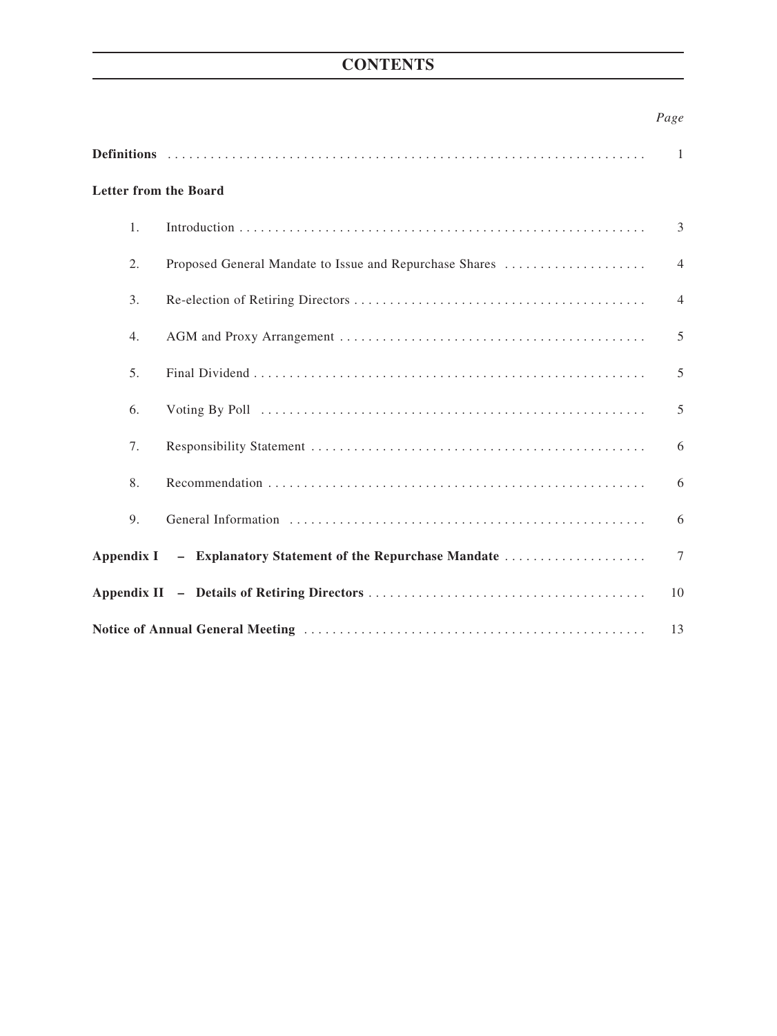# CONTENTS

| | *Page* |
|---|---|
| **Definitions** | 1 |
| **Letter from the Board** | |
| 1. Introduction | 3 |
| 2. Proposed General Mandate to Issue and Repurchase Shares | 4 |
| 3. Re-election of Retiring Directors | 4 |
| 4. AGM and Proxy Arrangement | 5 |
| 5. Final Dividend | 5 |
| 6. Voting By Poll | 5 |
| 7. Responsibility Statement | 6 |
| 8. Recommendation | 6 |
| 9. General Information | 6 |
| **Appendix I – Explanatory Statement of the Repurchase Mandate** | 7 |
| **Appendix II – Details of Retiring Directors** | 10 |
| **Notice of Annual General Meeting** | 13 |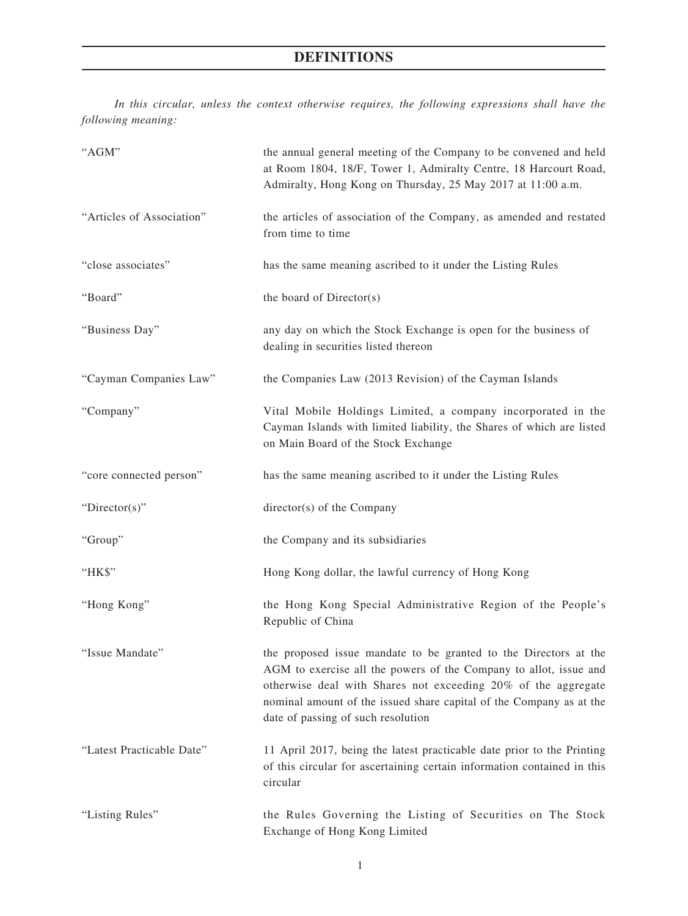# DEFINITIONS

*In this circular, unless the context otherwise requires, the following expressions shall have the following meaning:*

| | |
|---|---|
| "AGM" | the annual general meeting of the Company to be convened and held at Room 1804, 18/F, Tower 1, Admiralty Centre, 18 Harcourt Road, Admiralty, Hong Kong on Thursday, 25 May 2017 at 11:00 a.m. |
| "Articles of Association" | the articles of association of the Company, as amended and restated from time to time |
| "close associates" | has the same meaning ascribed to it under the Listing Rules |
| "Board" | the board of Director(s) |
| "Business Day" | any day on which the Stock Exchange is open for the business of dealing in securities listed thereon |
| "Cayman Companies Law" | the Companies Law (2013 Revision) of the Cayman Islands |
| "Company" | Vital Mobile Holdings Limited, a company incorporated in the Cayman Islands with limited liability, the Shares of which are listed on Main Board of the Stock Exchange |
| "core connected person" | has the same meaning ascribed to it under the Listing Rules |
| "Director(s)" | director(s) of the Company |
| "Group" | the Company and its subsidiaries |
| "HK$" | Hong Kong dollar, the lawful currency of Hong Kong |
| "Hong Kong" | the Hong Kong Special Administrative Region of the People's Republic of China |
| "Issue Mandate" | the proposed issue mandate to be granted to the Directors at the AGM to exercise all the powers of the Company to allot, issue and otherwise deal with Shares not exceeding 20% of the aggregate nominal amount of the issued share capital of the Company as at the date of passing of such resolution |
| "Latest Practicable Date" | 11 April 2017, being the latest practicable date prior to the Printing of this circular for ascertaining certain information contained in this circular |
| "Listing Rules" | the Rules Governing the Listing of Securities on The Stock Exchange of Hong Kong Limited |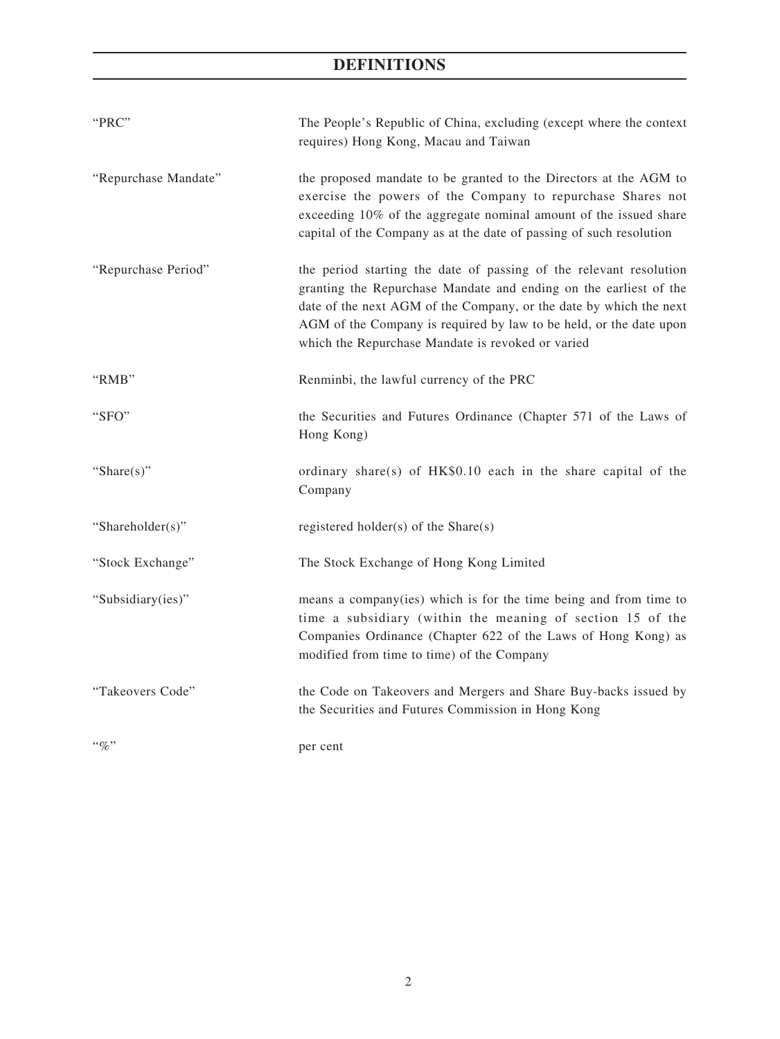# DEFINITIONS

| | |
|---|---|
| "PRC" | The People's Republic of China, excluding (except where the context requires) Hong Kong, Macau and Taiwan |
| "Repurchase Mandate" | the proposed mandate to be granted to the Directors at the AGM to exercise the powers of the Company to repurchase Shares not exceeding 10% of the aggregate nominal amount of the issued share capital of the Company as at the date of passing of such resolution |
| "Repurchase Period" | the period starting the date of passing of the relevant resolution granting the Repurchase Mandate and ending on the earliest of the date of the next AGM of the Company, or the date by which the next AGM of the Company is required by law to be held, or the date upon which the Repurchase Mandate is revoked or varied |
| "RMB" | Renminbi, the lawful currency of the PRC |
| "SFO" | the Securities and Futures Ordinance (Chapter 571 of the Laws of Hong Kong) |
| "Share(s)" | ordinary share(s) of HK$0.10 each in the share capital of the Company |
| "Shareholder(s)" | registered holder(s) of the Share(s) |
| "Stock Exchange" | The Stock Exchange of Hong Kong Limited |
| "Subsidiary(ies)" | means a company(ies) which is for the time being and from time to time a subsidiary (within the meaning of section 15 of the Companies Ordinance (Chapter 622 of the Laws of Hong Kong) as modified from time to time) of the Company |
| "Takeovers Code" | the Code on Takeovers and Mergers and Share Buy-backs issued by the Securities and Futures Commission in Hong Kong |
| "%" | per cent |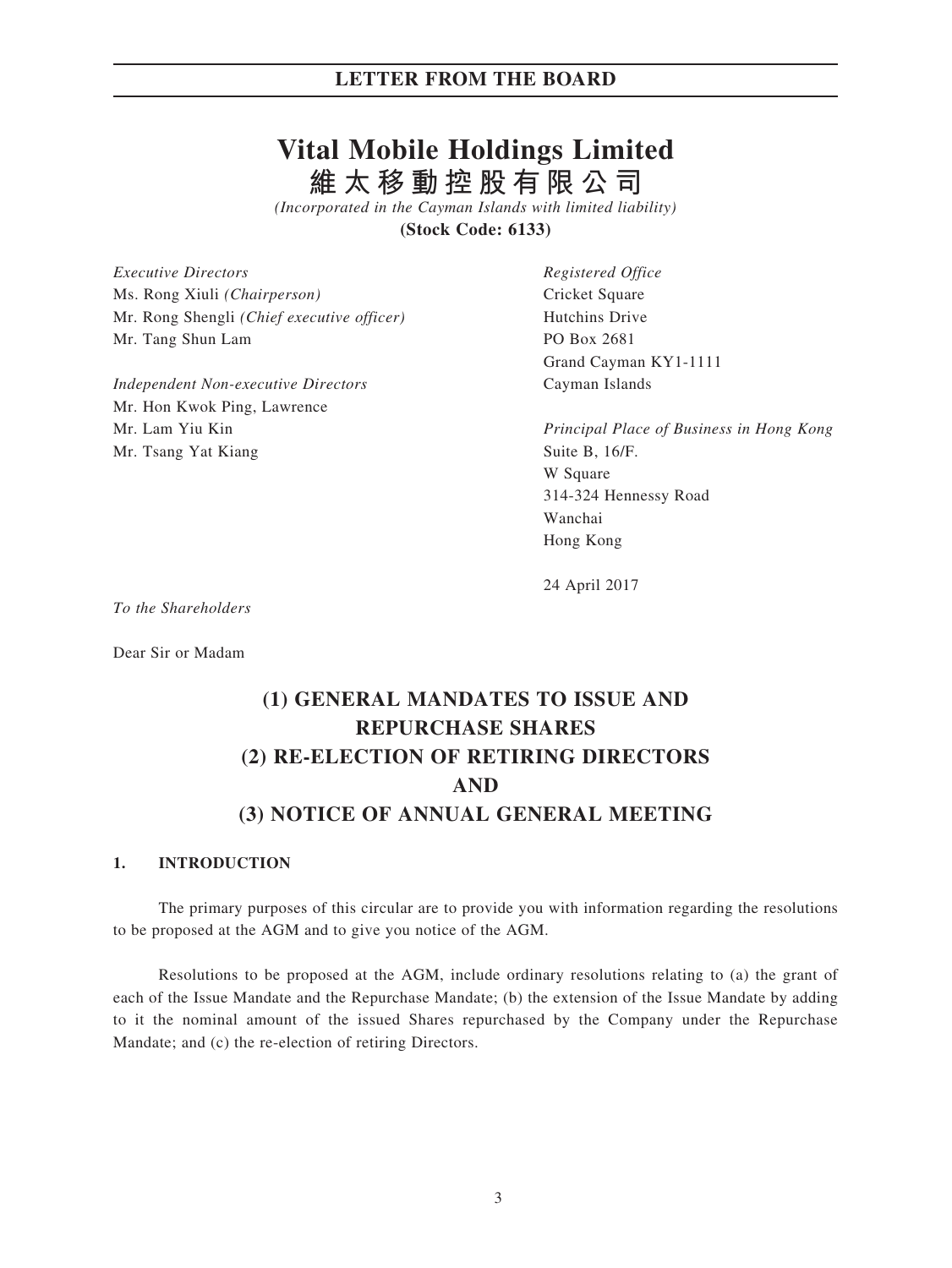# Vital Mobile Holdings Limited

## 維太移動控股有限公司

*(Incorporated in the Cayman Islands with limited liability)*

**(Stock Code: 6133)**

*Executive Directors*
Ms. Rong Xiuli *(Chairperson)*
Mr. Rong Shengli *(Chief executive officer)*
Mr. Tang Shun Lam

*Independent Non-executive Directors*
Mr. Hon Kwok Ping, Lawrence
Mr. Lam Yiu Kin
Mr. Tsang Yat Kiang

*Registered Office*
Cricket Square
Hutchins Drive
PO Box 2681
Grand Cayman KY1-1111
Cayman Islands

*Principal Place of Business in Hong Kong*
Suite B, 16/F.
W Square
314-324 Hennessy Road
Wanchai
Hong Kong

24 April 2017

*To the Shareholders*

Dear Sir or Madam

## (1) GENERAL MANDATES TO ISSUE AND REPURCHASE SHARES
## (2) RE-ELECTION OF RETIRING DIRECTORS
## AND
## (3) NOTICE OF ANNUAL GENERAL MEETING

### 1. INTRODUCTION

The primary purposes of this circular are to provide you with information regarding the resolutions to be proposed at the AGM and to give you notice of the AGM.

Resolutions to be proposed at the AGM, include ordinary resolutions relating to (a) the grant of each of the Issue Mandate and the Repurchase Mandate; (b) the extension of the Issue Mandate by adding to it the nominal amount of the issued Shares repurchased by the Company under the Repurchase Mandate; and (c) the re-election of retiring Directors.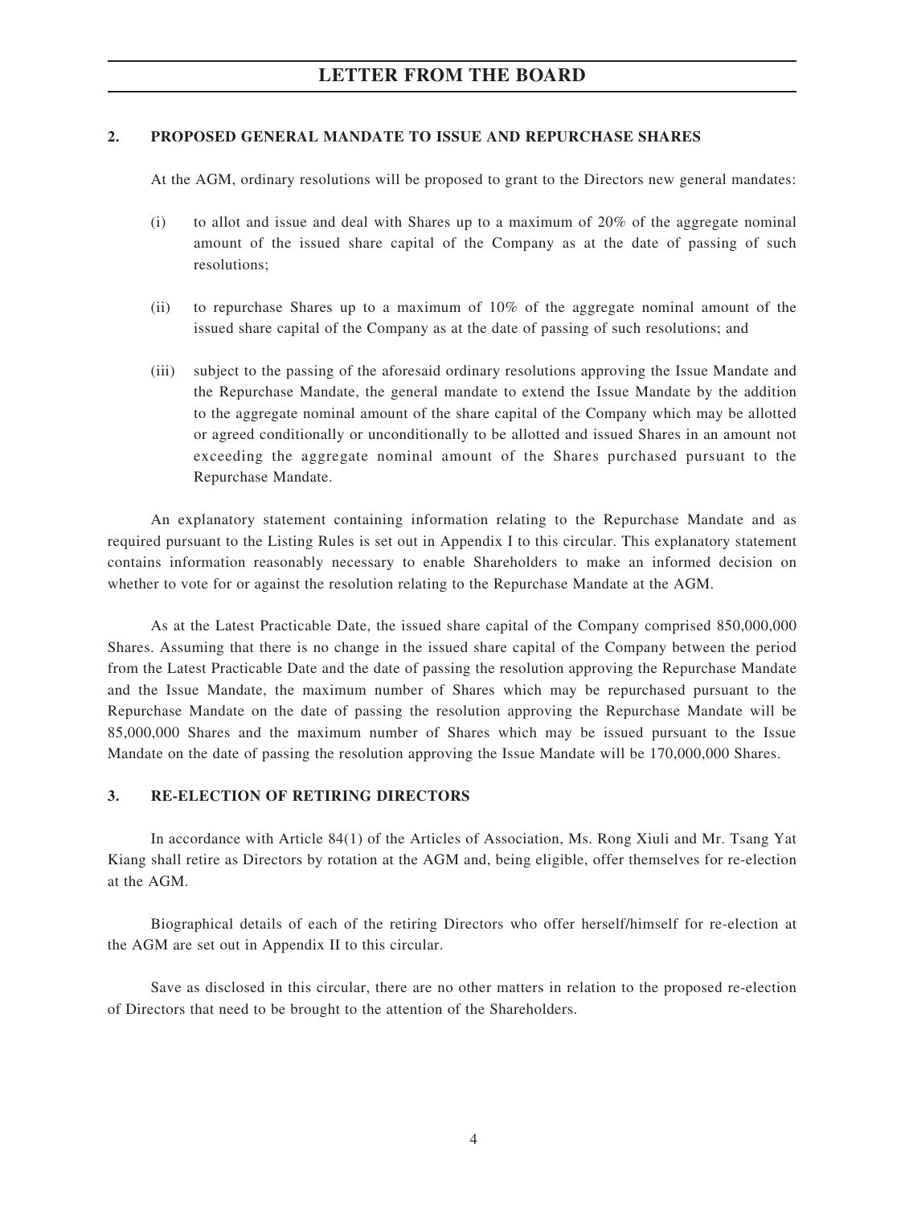## 2. PROPOSED GENERAL MANDATE TO ISSUE AND REPURCHASE SHARES

At the AGM, ordinary resolutions will be proposed to grant to the Directors new general mandates:

(i) to allot and issue and deal with Shares up to a maximum of 20% of the aggregate nominal amount of the issued share capital of the Company as at the date of passing of such resolutions;

(ii) to repurchase Shares up to a maximum of 10% of the aggregate nominal amount of the issued share capital of the Company as at the date of passing of such resolutions; and

(iii) subject to the passing of the aforesaid ordinary resolutions approving the Issue Mandate and the Repurchase Mandate, the general mandate to extend the Issue Mandate by the addition to the aggregate nominal amount of the share capital of the Company which may be allotted or agreed conditionally or unconditionally to be allotted and issued Shares in an amount not exceeding the aggregate nominal amount of the Shares purchased pursuant to the Repurchase Mandate.

An explanatory statement containing information relating to the Repurchase Mandate and as required pursuant to the Listing Rules is set out in Appendix I to this circular. This explanatory statement contains information reasonably necessary to enable Shareholders to make an informed decision on whether to vote for or against the resolution relating to the Repurchase Mandate at the AGM.

As at the Latest Practicable Date, the issued share capital of the Company comprised 850,000,000 Shares. Assuming that there is no change in the issued share capital of the Company between the period from the Latest Practicable Date and the date of passing the resolution approving the Repurchase Mandate and the Issue Mandate, the maximum number of Shares which may be repurchased pursuant to the Repurchase Mandate on the date of passing the resolution approving the Repurchase Mandate will be 85,000,000 Shares and the maximum number of Shares which may be issued pursuant to the Issue Mandate on the date of passing the resolution approving the Issue Mandate will be 170,000,000 Shares.

## 3. RE-ELECTION OF RETIRING DIRECTORS

In accordance with Article 84(1) of the Articles of Association, Ms. Rong Xiuli and Mr. Tsang Yat Kiang shall retire as Directors by rotation at the AGM and, being eligible, offer themselves for re-election at the AGM.

Biographical details of each of the retiring Directors who offer herself/himself for re-election at the AGM are set out in Appendix II to this circular.

Save as disclosed in this circular, there are no other matters in relation to the proposed re-election of Directors that need to be brought to the attention of the Shareholders.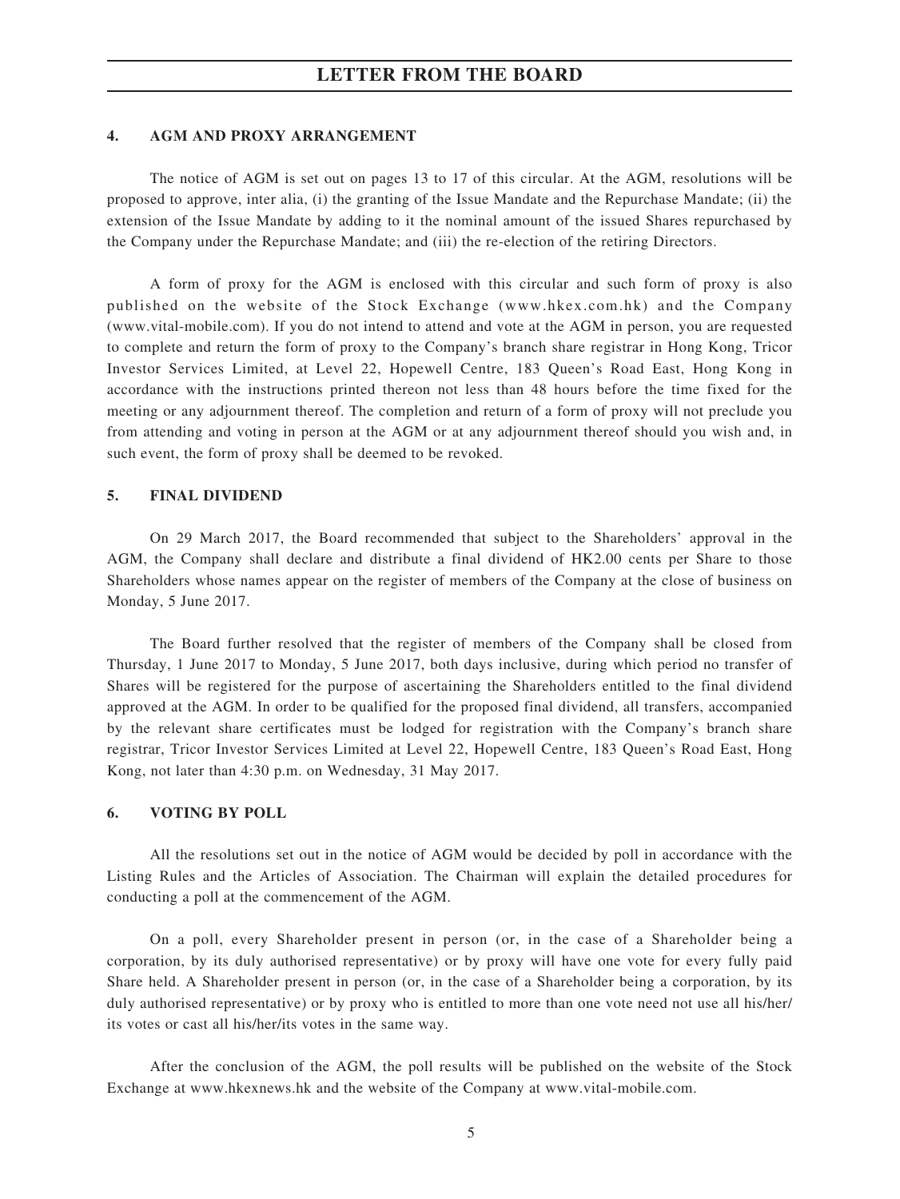## 4. AGM AND PROXY ARRANGEMENT

The notice of AGM is set out on pages 13 to 17 of this circular. At the AGM, resolutions will be proposed to approve, inter alia, (i) the granting of the Issue Mandate and the Repurchase Mandate; (ii) the extension of the Issue Mandate by adding to it the nominal amount of the issued Shares repurchased by the Company under the Repurchase Mandate; and (iii) the re-election of the retiring Directors.

A form of proxy for the AGM is enclosed with this circular and such form of proxy is also published on the website of the Stock Exchange (www.hkex.com.hk) and the Company (www.vital-mobile.com). If you do not intend to attend and vote at the AGM in person, you are requested to complete and return the form of proxy to the Company's branch share registrar in Hong Kong, Tricor Investor Services Limited, at Level 22, Hopewell Centre, 183 Queen's Road East, Hong Kong in accordance with the instructions printed thereon not less than 48 hours before the time fixed for the meeting or any adjournment thereof. The completion and return of a form of proxy will not preclude you from attending and voting in person at the AGM or at any adjournment thereof should you wish and, in such event, the form of proxy shall be deemed to be revoked.

## 5. FINAL DIVIDEND

On 29 March 2017, the Board recommended that subject to the Shareholders' approval in the AGM, the Company shall declare and distribute a final dividend of HK2.00 cents per Share to those Shareholders whose names appear on the register of members of the Company at the close of business on Monday, 5 June 2017.

The Board further resolved that the register of members of the Company shall be closed from Thursday, 1 June 2017 to Monday, 5 June 2017, both days inclusive, during which period no transfer of Shares will be registered for the purpose of ascertaining the Shareholders entitled to the final dividend approved at the AGM. In order to be qualified for the proposed final dividend, all transfers, accompanied by the relevant share certificates must be lodged for registration with the Company's branch share registrar, Tricor Investor Services Limited at Level 22, Hopewell Centre, 183 Queen's Road East, Hong Kong, not later than 4:30 p.m. on Wednesday, 31 May 2017.

## 6. VOTING BY POLL

All the resolutions set out in the notice of AGM would be decided by poll in accordance with the Listing Rules and the Articles of Association. The Chairman will explain the detailed procedures for conducting a poll at the commencement of the AGM.

On a poll, every Shareholder present in person (or, in the case of a Shareholder being a corporation, by its duly authorised representative) or by proxy will have one vote for every fully paid Share held. A Shareholder present in person (or, in the case of a Shareholder being a corporation, by its duly authorised representative) or by proxy who is entitled to more than one vote need not use all his/her/its votes or cast all his/her/its votes in the same way.

After the conclusion of the AGM, the poll results will be published on the website of the Stock Exchange at www.hkexnews.hk and the website of the Company at www.vital-mobile.com.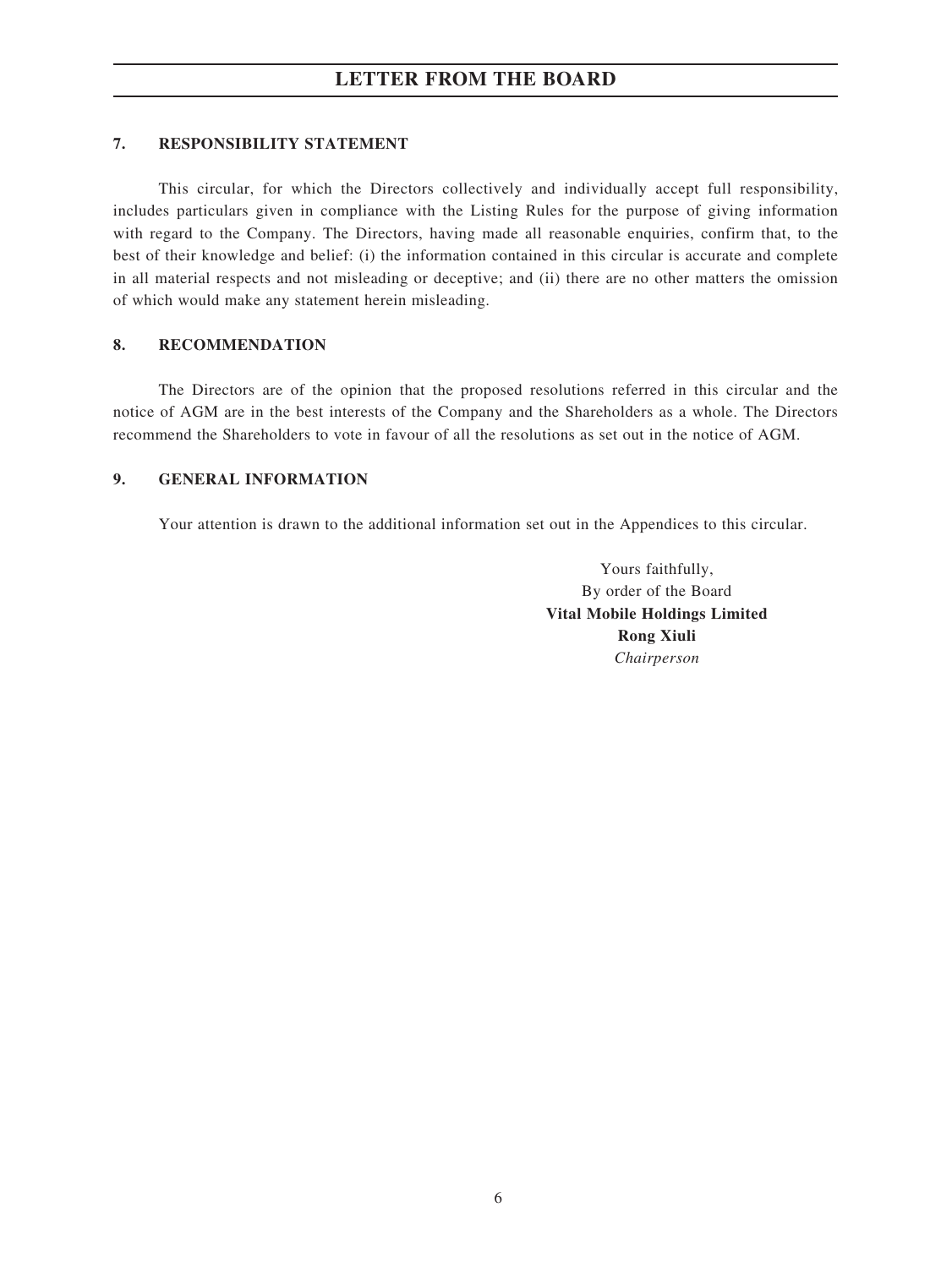## LETTER FROM THE BOARD

### 7. RESPONSIBILITY STATEMENT

This circular, for which the Directors collectively and individually accept full responsibility, includes particulars given in compliance with the Listing Rules for the purpose of giving information with regard to the Company. The Directors, having made all reasonable enquiries, confirm that, to the best of their knowledge and belief: (i) the information contained in this circular is accurate and complete in all material respects and not misleading or deceptive; and (ii) there are no other matters the omission of which would make any statement herein misleading.

### 8. RECOMMENDATION

The Directors are of the opinion that the proposed resolutions referred in this circular and the notice of AGM are in the best interests of the Company and the Shareholders as a whole. The Directors recommend the Shareholders to vote in favour of all the resolutions as set out in the notice of AGM.

### 9. GENERAL INFORMATION

Your attention is drawn to the additional information set out in the Appendices to this circular.

Yours faithfully,
By order of the Board
**Vital Mobile Holdings Limited**
**Rong Xiuli**
*Chairperson*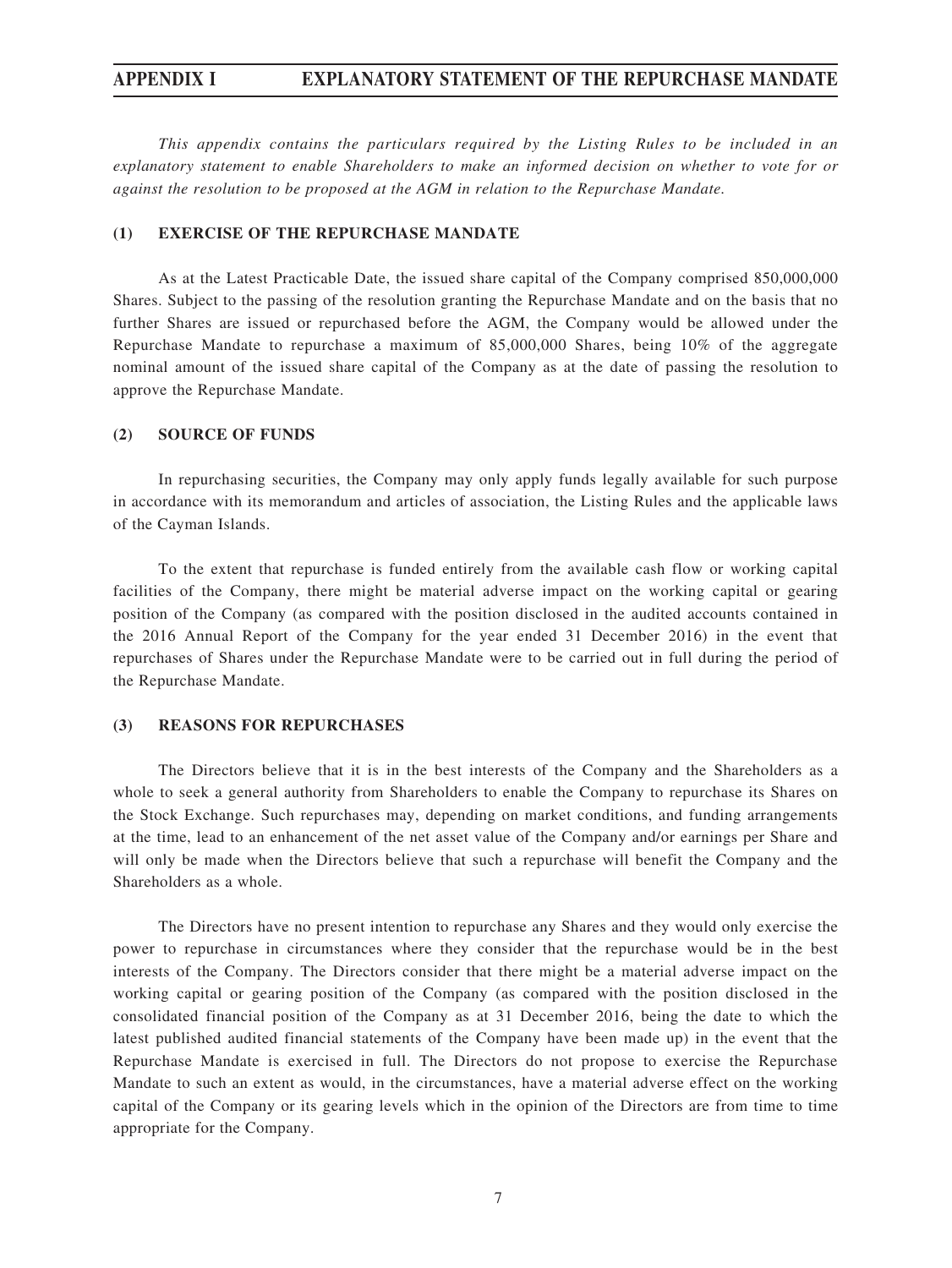# APPENDIX I EXPLANATORY STATEMENT OF THE REPURCHASE MANDATE

*This appendix contains the particulars required by the Listing Rules to be included in an explanatory statement to enable Shareholders to make an informed decision on whether to vote for or against the resolution to be proposed at the AGM in relation to the Repurchase Mandate.*

## (1) EXERCISE OF THE REPURCHASE MANDATE

As at the Latest Practicable Date, the issued share capital of the Company comprised 850,000,000 Shares. Subject to the passing of the resolution granting the Repurchase Mandate and on the basis that no further Shares are issued or repurchased before the AGM, the Company would be allowed under the Repurchase Mandate to repurchase a maximum of 85,000,000 Shares, being 10% of the aggregate nominal amount of the issued share capital of the Company as at the date of passing the resolution to approve the Repurchase Mandate.

## (2) SOURCE OF FUNDS

In repurchasing securities, the Company may only apply funds legally available for such purpose in accordance with its memorandum and articles of association, the Listing Rules and the applicable laws of the Cayman Islands.

To the extent that repurchase is funded entirely from the available cash flow or working capital facilities of the Company, there might be material adverse impact on the working capital or gearing position of the Company (as compared with the position disclosed in the audited accounts contained in the 2016 Annual Report of the Company for the year ended 31 December 2016) in the event that repurchases of Shares under the Repurchase Mandate were to be carried out in full during the period of the Repurchase Mandate.

## (3) REASONS FOR REPURCHASES

The Directors believe that it is in the best interests of the Company and the Shareholders as a whole to seek a general authority from Shareholders to enable the Company to repurchase its Shares on the Stock Exchange. Such repurchases may, depending on market conditions, and funding arrangements at the time, lead to an enhancement of the net asset value of the Company and/or earnings per Share and will only be made when the Directors believe that such a repurchase will benefit the Company and the Shareholders as a whole.

The Directors have no present intention to repurchase any Shares and they would only exercise the power to repurchase in circumstances where they consider that the repurchase would be in the best interests of the Company. The Directors consider that there might be a material adverse impact on the working capital or gearing position of the Company (as compared with the position disclosed in the consolidated financial position of the Company as at 31 December 2016, being the date to which the latest published audited financial statements of the Company have been made up) in the event that the Repurchase Mandate is exercised in full. The Directors do not propose to exercise the Repurchase Mandate to such an extent as would, in the circumstances, have a material adverse effect on the working capital of the Company or its gearing levels which in the opinion of the Directors are from time to time appropriate for the Company.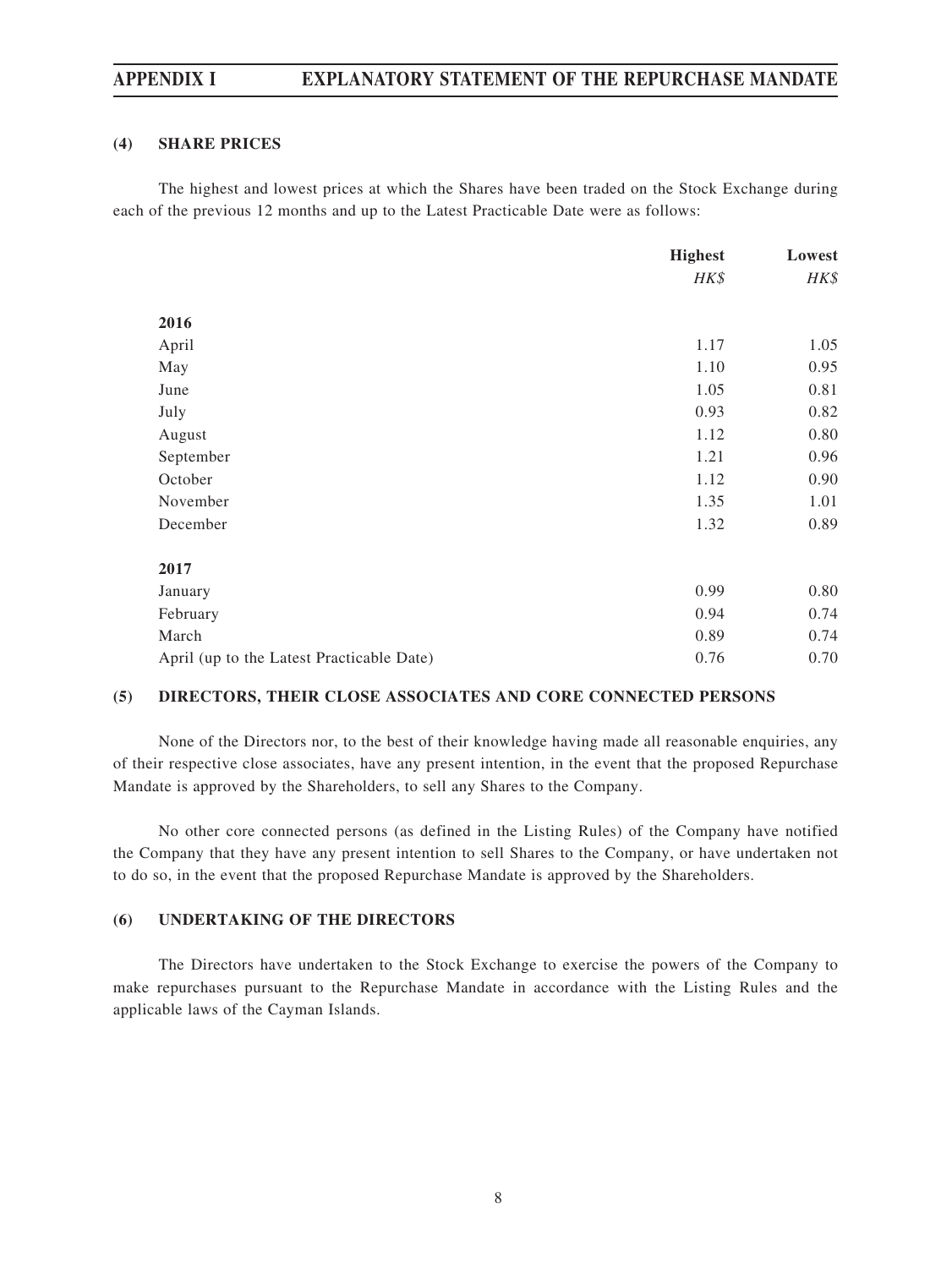## (4) SHARE PRICES

The highest and lowest prices at which the Shares have been traded on the Stock Exchange during each of the previous 12 months and up to the Latest Practicable Date were as follows:

| | Highest | Lowest |
|---|---|---|
| | *HK$* | *HK$* |
| **2016** | | |
| April | 1.17 | 1.05 |
| May | 1.10 | 0.95 |
| June | 1.05 | 0.81 |
| July | 0.93 | 0.82 |
| August | 1.12 | 0.80 |
| September | 1.21 | 0.96 |
| October | 1.12 | 0.90 |
| November | 1.35 | 1.01 |
| December | 1.32 | 0.89 |
| **2017** | | |
| January | 0.99 | 0.80 |
| February | 0.94 | 0.74 |
| March | 0.89 | 0.74 |
| April (up to the Latest Practicable Date) | 0.76 | 0.70 |

## (5) DIRECTORS, THEIR CLOSE ASSOCIATES AND CORE CONNECTED PERSONS

None of the Directors nor, to the best of their knowledge having made all reasonable enquiries, any of their respective close associates, have any present intention, in the event that the proposed Repurchase Mandate is approved by the Shareholders, to sell any Shares to the Company.

No other core connected persons (as defined in the Listing Rules) of the Company have notified the Company that they have any present intention to sell Shares to the Company, or have undertaken not to do so, in the event that the proposed Repurchase Mandate is approved by the Shareholders.

## (6) UNDERTAKING OF THE DIRECTORS

The Directors have undertaken to the Stock Exchange to exercise the powers of the Company to make repurchases pursuant to the Repurchase Mandate in accordance with the Listing Rules and the applicable laws of the Cayman Islands.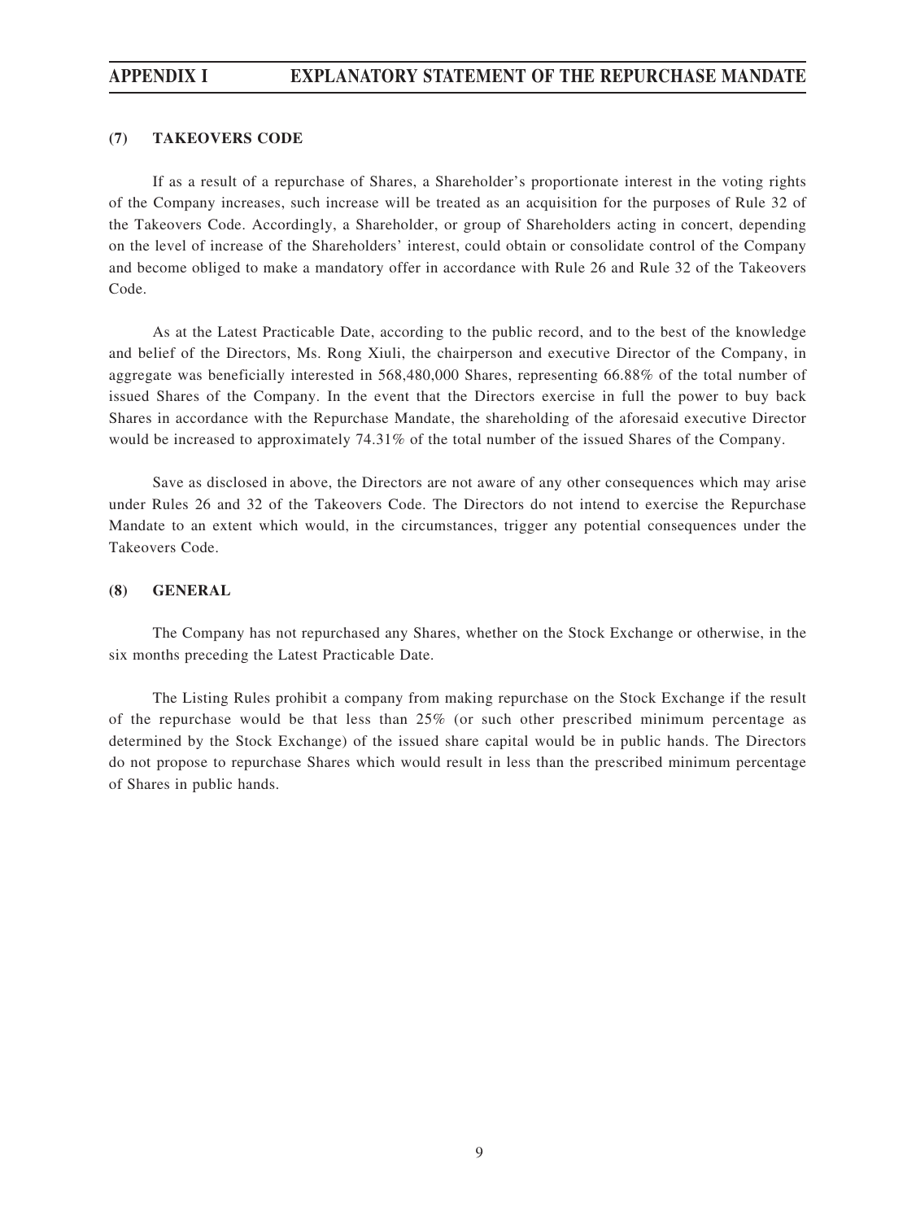### (7) TAKEOVERS CODE

If as a result of a repurchase of Shares, a Shareholder's proportionate interest in the voting rights of the Company increases, such increase will be treated as an acquisition for the purposes of Rule 32 of the Takeovers Code. Accordingly, a Shareholder, or group of Shareholders acting in concert, depending on the level of increase of the Shareholders' interest, could obtain or consolidate control of the Company and become obliged to make a mandatory offer in accordance with Rule 26 and Rule 32 of the Takeovers Code.

As at the Latest Practicable Date, according to the public record, and to the best of the knowledge and belief of the Directors, Ms. Rong Xiuli, the chairperson and executive Director of the Company, in aggregate was beneficially interested in 568,480,000 Shares, representing 66.88% of the total number of issued Shares of the Company. In the event that the Directors exercise in full the power to buy back Shares in accordance with the Repurchase Mandate, the shareholding of the aforesaid executive Director would be increased to approximately 74.31% of the total number of the issued Shares of the Company.

Save as disclosed in above, the Directors are not aware of any other consequences which may arise under Rules 26 and 32 of the Takeovers Code. The Directors do not intend to exercise the Repurchase Mandate to an extent which would, in the circumstances, trigger any potential consequences under the Takeovers Code.

### (8) GENERAL

The Company has not repurchased any Shares, whether on the Stock Exchange or otherwise, in the six months preceding the Latest Practicable Date.

The Listing Rules prohibit a company from making repurchase on the Stock Exchange if the result of the repurchase would be that less than 25% (or such other prescribed minimum percentage as determined by the Stock Exchange) of the issued share capital would be in public hands. The Directors do not propose to repurchase Shares which would result in less than the prescribed minimum percentage of Shares in public hands.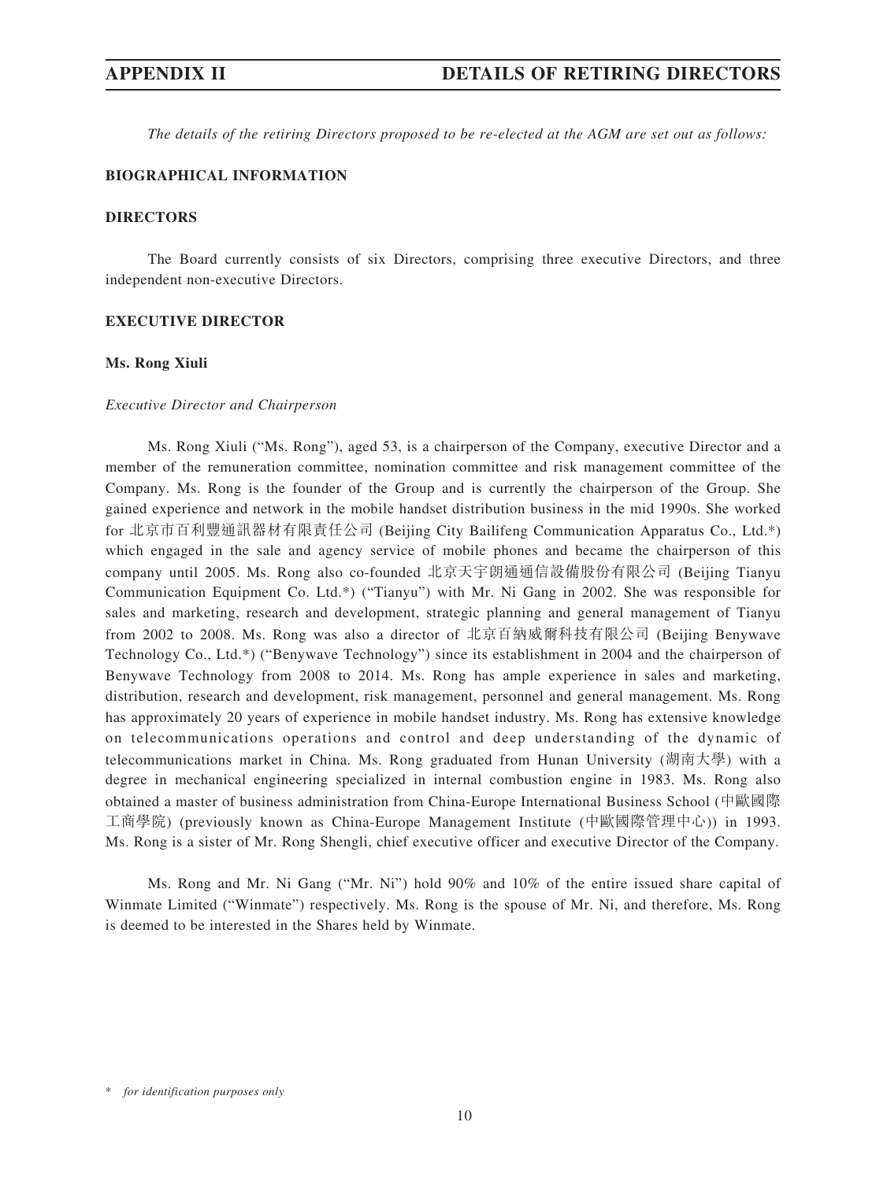# APPENDIX II DETAILS OF RETIRING DIRECTORS

*The details of the retiring Directors proposed to be re-elected at the AGM are set out as follows:*

**BIOGRAPHICAL INFORMATION**

**DIRECTORS**

The Board currently consists of six Directors, comprising three executive Directors, and three independent non-executive Directors.

**EXECUTIVE DIRECTOR**

**Ms. Rong Xiuli**

*Executive Director and Chairperson*

Ms. Rong Xiuli ("Ms. Rong"), aged 53, is a chairperson of the Company, executive Director and a member of the remuneration committee, nomination committee and risk management committee of the Company. Ms. Rong is the founder of the Group and is currently the chairperson of the Group. She gained experience and network in the mobile handset distribution business in the mid 1990s. She worked for 北京市百利豐通訊器材有限責任公司 (Beijing City Bailifeng Communication Apparatus Co., Ltd.*) which engaged in the sale and agency service of mobile phones and became the chairperson of this company until 2005. Ms. Rong also co-founded 北京天宇朗通通信設備股份有限公司 (Beijing Tianyu Communication Equipment Co. Ltd.*) ("Tianyu") with Mr. Ni Gang in 2002. She was responsible for sales and marketing, research and development, strategic planning and general management of Tianyu from 2002 to 2008. Ms. Rong was also a director of 北京百納威爾科技有限公司 (Beijing Benywave Technology Co., Ltd.*) ("Benywave Technology") since its establishment in 2004 and the chairperson of Benywave Technology from 2008 to 2014. Ms. Rong has ample experience in sales and marketing, distribution, research and development, risk management, personnel and general management. Ms. Rong has approximately 20 years of experience in mobile handset industry. Ms. Rong has extensive knowledge on telecommunications operations and control and deep understanding of the dynamic of telecommunications market in China. Ms. Rong graduated from Hunan University (湖南大學) with a degree in mechanical engineering specialized in internal combustion engine in 1983. Ms. Rong also obtained a master of business administration from China-Europe International Business School (中歐國際工商學院) (previously known as China-Europe Management Institute (中歐國際管理中心)) in 1993. Ms. Rong is a sister of Mr. Rong Shengli, chief executive officer and executive Director of the Company.

Ms. Rong and Mr. Ni Gang ("Mr. Ni") hold 90% and 10% of the entire issued share capital of Winmate Limited ("Winmate") respectively. Ms. Rong is the spouse of Mr. Ni, and therefore, Ms. Rong is deemed to be interested in the Shares held by Winmate.

\* *for identification purposes only*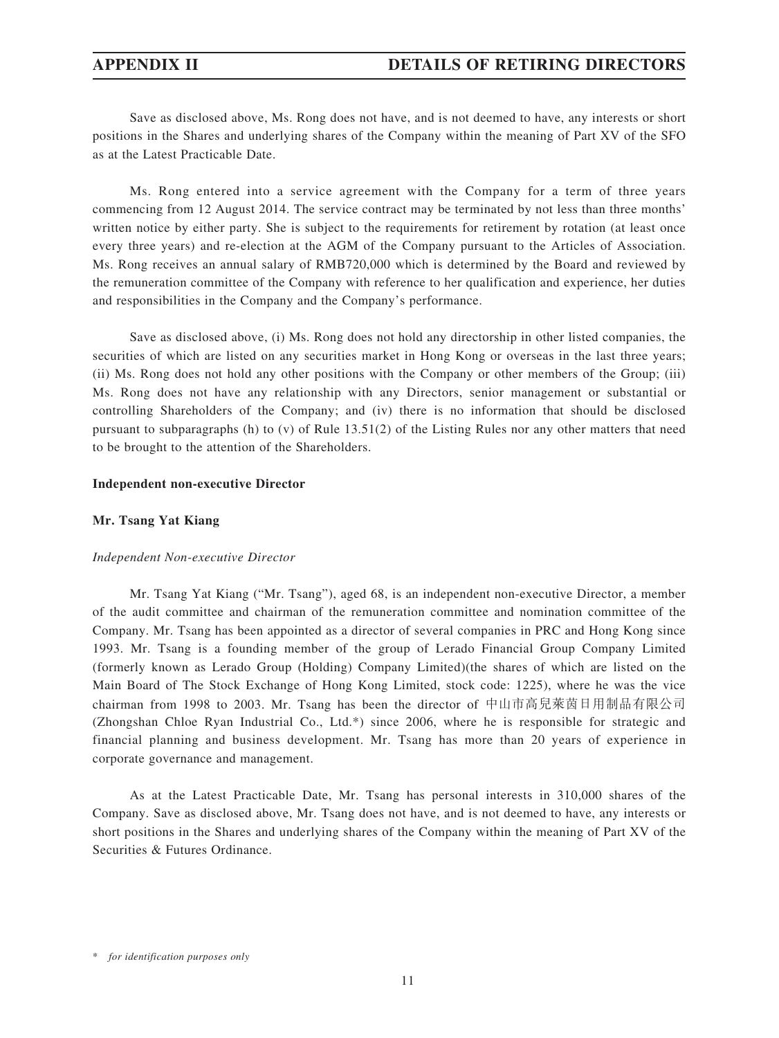Save as disclosed above, Ms. Rong does not have, and is not deemed to have, any interests or short positions in the Shares and underlying shares of the Company within the meaning of Part XV of the SFO as at the Latest Practicable Date.

Ms. Rong entered into a service agreement with the Company for a term of three years commencing from 12 August 2014. The service contract may be terminated by not less than three months' written notice by either party. She is subject to the requirements for retirement by rotation (at least once every three years) and re-election at the AGM of the Company pursuant to the Articles of Association. Ms. Rong receives an annual salary of RMB720,000 which is determined by the Board and reviewed by the remuneration committee of the Company with reference to her qualification and experience, her duties and responsibilities in the Company and the Company's performance.

Save as disclosed above, (i) Ms. Rong does not hold any directorship in other listed companies, the securities of which are listed on any securities market in Hong Kong or overseas in the last three years; (ii) Ms. Rong does not hold any other positions with the Company or other members of the Group; (iii) Ms. Rong does not have any relationship with any Directors, senior management or substantial or controlling Shareholders of the Company; and (iv) there is no information that should be disclosed pursuant to subparagraphs (h) to (v) of Rule 13.51(2) of the Listing Rules nor any other matters that need to be brought to the attention of the Shareholders.

**Independent non-executive Director**

**Mr. Tsang Yat Kiang**

*Independent Non-executive Director*

Mr. Tsang Yat Kiang ("Mr. Tsang"), aged 68, is an independent non-executive Director, a member of the audit committee and chairman of the remuneration committee and nomination committee of the Company. Mr. Tsang has been appointed as a director of several companies in PRC and Hong Kong since 1993. Mr. Tsang is a founding member of the group of Lerado Financial Group Company Limited (formerly known as Lerado Group (Holding) Company Limited)(the shares of which are listed on the Main Board of The Stock Exchange of Hong Kong Limited, stock code: 1225), where he was the vice chairman from 1998 to 2003. Mr. Tsang has been the director of 中山市高兒萊茵日用制品有限公司 (Zhongshan Chloe Ryan Industrial Co., Ltd.*) since 2006, where he is responsible for strategic and financial planning and business development. Mr. Tsang has more than 20 years of experience in corporate governance and management.

As at the Latest Practicable Date, Mr. Tsang has personal interests in 310,000 shares of the Company. Save as disclosed above, Mr. Tsang does not have, and is not deemed to have, any interests or short positions in the Shares and underlying shares of the Company within the meaning of Part XV of the Securities & Futures Ordinance.

\* *for identification purposes only*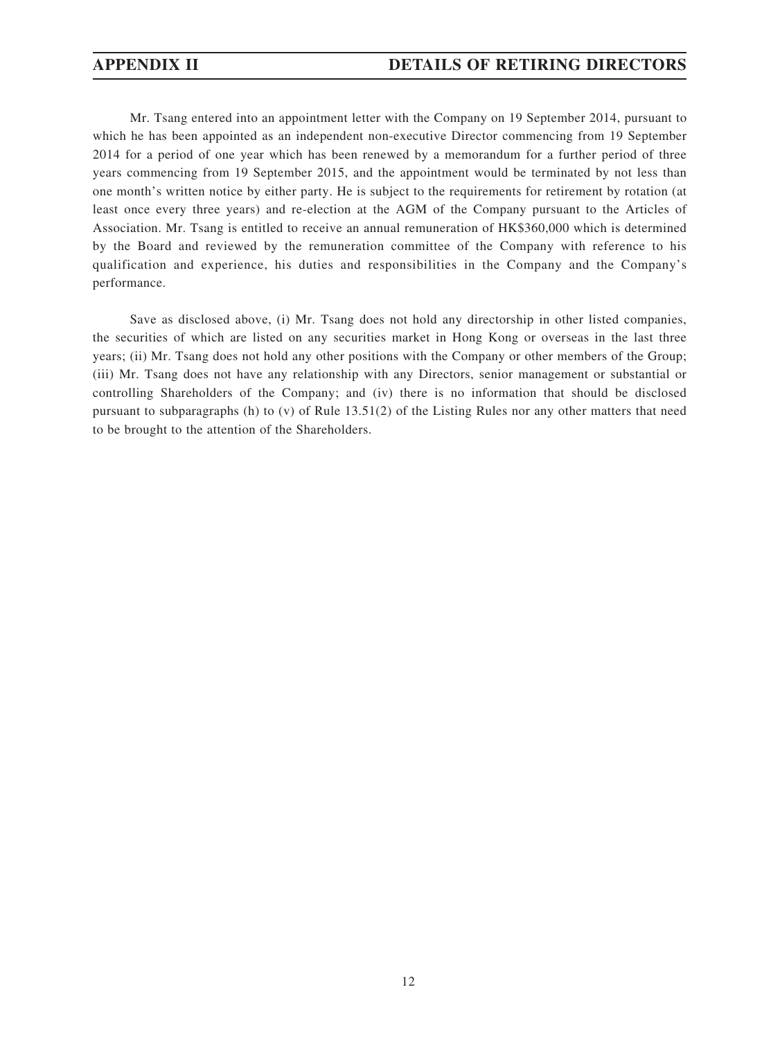Mr. Tsang entered into an appointment letter with the Company on 19 September 2014, pursuant to which he has been appointed as an independent non-executive Director commencing from 19 September 2014 for a period of one year which has been renewed by a memorandum for a further period of three years commencing from 19 September 2015, and the appointment would be terminated by not less than one month's written notice by either party. He is subject to the requirements for retirement by rotation (at least once every three years) and re-election at the AGM of the Company pursuant to the Articles of Association. Mr. Tsang is entitled to receive an annual remuneration of HK$360,000 which is determined by the Board and reviewed by the remuneration committee of the Company with reference to his qualification and experience, his duties and responsibilities in the Company and the Company's performance.

Save as disclosed above, (i) Mr. Tsang does not hold any directorship in other listed companies, the securities of which are listed on any securities market in Hong Kong or overseas in the last three years; (ii) Mr. Tsang does not hold any other positions with the Company or other members of the Group; (iii) Mr. Tsang does not have any relationship with any Directors, senior management or substantial or controlling Shareholders of the Company; and (iv) there is no information that should be disclosed pursuant to subparagraphs (h) to (v) of Rule 13.51(2) of the Listing Rules nor any other matters that need to be brought to the attention of the Shareholders.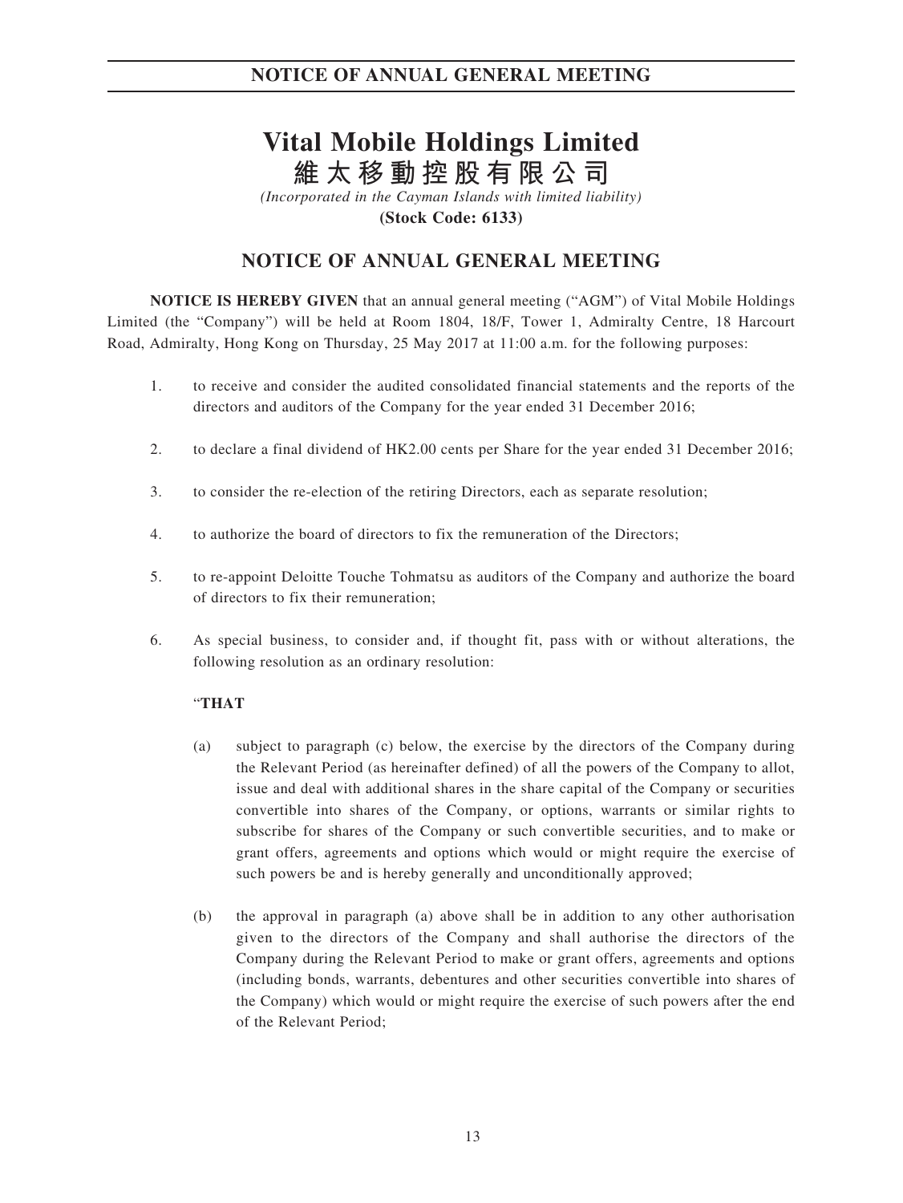# NOTICE OF ANNUAL GENERAL MEETING

# Vital Mobile Holdings Limited
# 維太移動控股有限公司

*(Incorporated in the Cayman Islands with limited liability)*

**(Stock Code: 6133)**

## NOTICE OF ANNUAL GENERAL MEETING

**NOTICE IS HEREBY GIVEN** that an annual general meeting ("AGM") of Vital Mobile Holdings Limited (the "Company") will be held at Room 1804, 18/F, Tower 1, Admiralty Centre, 18 Harcourt Road, Admiralty, Hong Kong on Thursday, 25 May 2017 at 11:00 a.m. for the following purposes:

1. to receive and consider the audited consolidated financial statements and the reports of the directors and auditors of the Company for the year ended 31 December 2016;

2. to declare a final dividend of HK2.00 cents per Share for the year ended 31 December 2016;

3. to consider the re-election of the retiring Directors, each as separate resolution;

4. to authorize the board of directors to fix the remuneration of the Directors;

5. to re-appoint Deloitte Touche Tohmatsu as auditors of the Company and authorize the board of directors to fix their remuneration;

6. As special business, to consider and, if thought fit, pass with or without alterations, the following resolution as an ordinary resolution:

   "**THAT**

   (a) subject to paragraph (c) below, the exercise by the directors of the Company during the Relevant Period (as hereinafter defined) of all the powers of the Company to allot, issue and deal with additional shares in the share capital of the Company or securities convertible into shares of the Company, or options, warrants or similar rights to subscribe for shares of the Company or such convertible securities, and to make or grant offers, agreements and options which would or might require the exercise of such powers be and is hereby generally and unconditionally approved;

   (b) the approval in paragraph (a) above shall be in addition to any other authorisation given to the directors of the Company and shall authorise the directors of the Company during the Relevant Period to make or grant offers, agreements and options (including bonds, warrants, debentures and other securities convertible into shares of the Company) which would or might require the exercise of such powers after the end of the Relevant Period;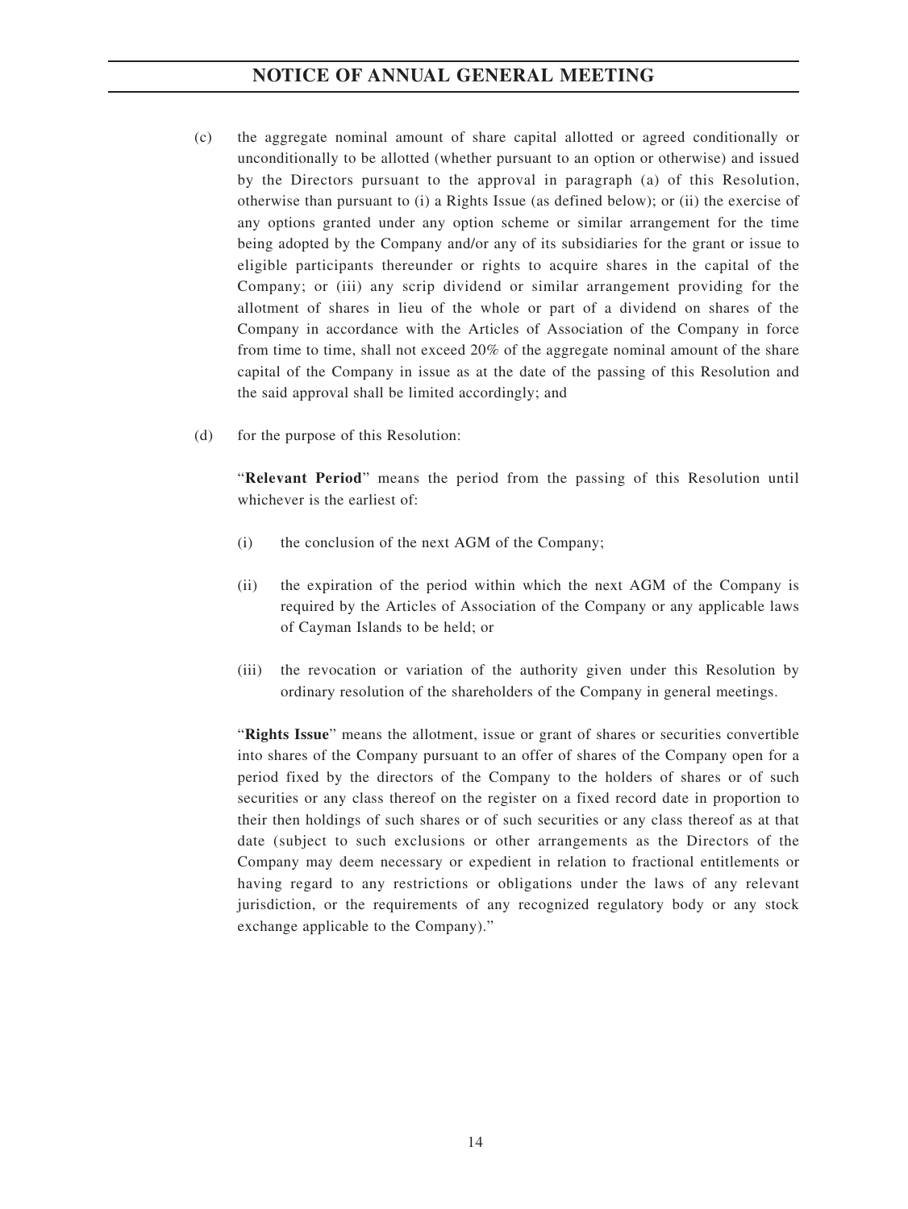(c) the aggregate nominal amount of share capital allotted or agreed conditionally or unconditionally to be allotted (whether pursuant to an option or otherwise) and issued by the Directors pursuant to the approval in paragraph (a) of this Resolution, otherwise than pursuant to (i) a Rights Issue (as defined below); or (ii) the exercise of any options granted under any option scheme or similar arrangement for the time being adopted by the Company and/or any of its subsidiaries for the grant or issue to eligible participants thereunder or rights to acquire shares in the capital of the Company; or (iii) any scrip dividend or similar arrangement providing for the allotment of shares in lieu of the whole or part of a dividend on shares of the Company in accordance with the Articles of Association of the Company in force from time to time, shall not exceed 20% of the aggregate nominal amount of the share capital of the Company in issue as at the date of the passing of this Resolution and the said approval shall be limited accordingly; and

(d) for the purpose of this Resolution:

"**Relevant Period**" means the period from the passing of this Resolution until whichever is the earliest of:

(i) the conclusion of the next AGM of the Company;

(ii) the expiration of the period within which the next AGM of the Company is required by the Articles of Association of the Company or any applicable laws of Cayman Islands to be held; or

(iii) the revocation or variation of the authority given under this Resolution by ordinary resolution of the shareholders of the Company in general meetings.

"**Rights Issue**" means the allotment, issue or grant of shares or securities convertible into shares of the Company pursuant to an offer of shares of the Company open for a period fixed by the directors of the Company to the holders of shares or of such securities or any class thereof on the register on a fixed record date in proportion to their then holdings of such shares or of such securities or any class thereof as at that date (subject to such exclusions or other arrangements as the Directors of the Company may deem necessary or expedient in relation to fractional entitlements or having regard to any restrictions or obligations under the laws of any relevant jurisdiction, or the requirements of any recognized regulatory body or any stock exchange applicable to the Company)."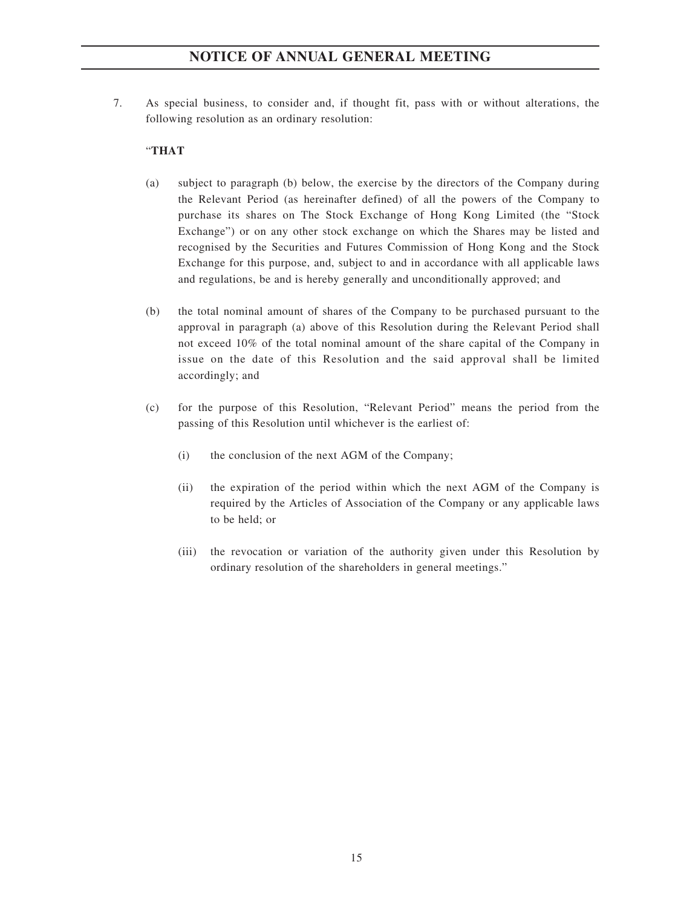7. As special business, to consider and, if thought fit, pass with or without alterations, the following resolution as an ordinary resolution:

"**THAT**

(a) subject to paragraph (b) below, the exercise by the directors of the Company during the Relevant Period (as hereinafter defined) of all the powers of the Company to purchase its shares on The Stock Exchange of Hong Kong Limited (the "Stock Exchange") or on any other stock exchange on which the Shares may be listed and recognised by the Securities and Futures Commission of Hong Kong and the Stock Exchange for this purpose, and, subject to and in accordance with all applicable laws and regulations, be and is hereby generally and unconditionally approved; and

(b) the total nominal amount of shares of the Company to be purchased pursuant to the approval in paragraph (a) above of this Resolution during the Relevant Period shall not exceed 10% of the total nominal amount of the share capital of the Company in issue on the date of this Resolution and the said approval shall be limited accordingly; and

(c) for the purpose of this Resolution, "Relevant Period" means the period from the passing of this Resolution until whichever is the earliest of:

(i) the conclusion of the next AGM of the Company;

(ii) the expiration of the period within which the next AGM of the Company is required by the Articles of Association of the Company or any applicable laws to be held; or

(iii) the revocation or variation of the authority given under this Resolution by ordinary resolution of the shareholders in general meetings."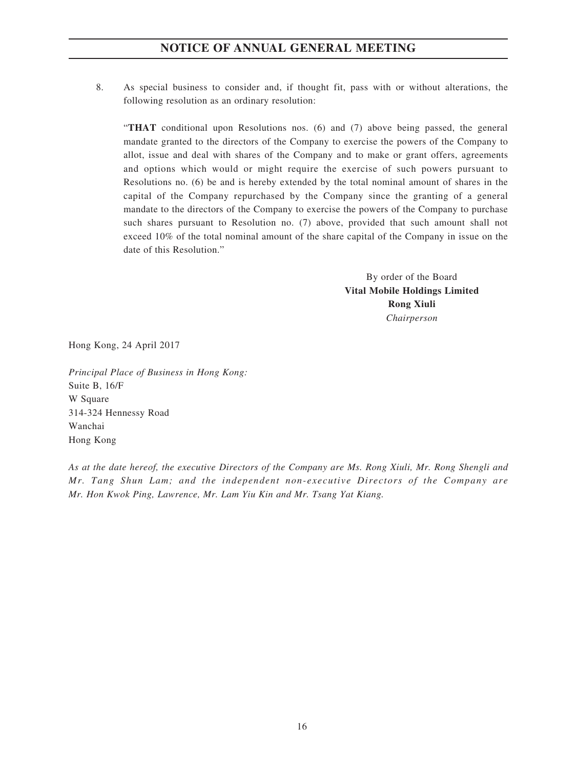8. As special business to consider and, if thought fit, pass with or without alterations, the following resolution as an ordinary resolution:

   "**THAT** conditional upon Resolutions nos. (6) and (7) above being passed, the general mandate granted to the directors of the Company to exercise the powers of the Company to allot, issue and deal with shares of the Company and to make or grant offers, agreements and options which would or might require the exercise of such powers pursuant to Resolutions no. (6) be and is hereby extended by the total nominal amount of shares in the capital of the Company repurchased by the Company since the granting of a general mandate to the directors of the Company to exercise the powers of the Company to purchase such shares pursuant to Resolution no. (7) above, provided that such amount shall not exceed 10% of the total nominal amount of the share capital of the Company in issue on the date of this Resolution."

By order of the Board
**Vital Mobile Holdings Limited**
**Rong Xiuli**
*Chairperson*

Hong Kong, 24 April 2017

*Principal Place of Business in Hong Kong:*
Suite B, 16/F
W Square
314-324 Hennessy Road
Wanchai
Hong Kong

*As at the date hereof, the executive Directors of the Company are Ms. Rong Xiuli, Mr. Rong Shengli and Mr. Tang Shun Lam; and the independent non-executive Directors of the Company are Mr. Hon Kwok Ping, Lawrence, Mr. Lam Yiu Kin and Mr. Tsang Yat Kiang.*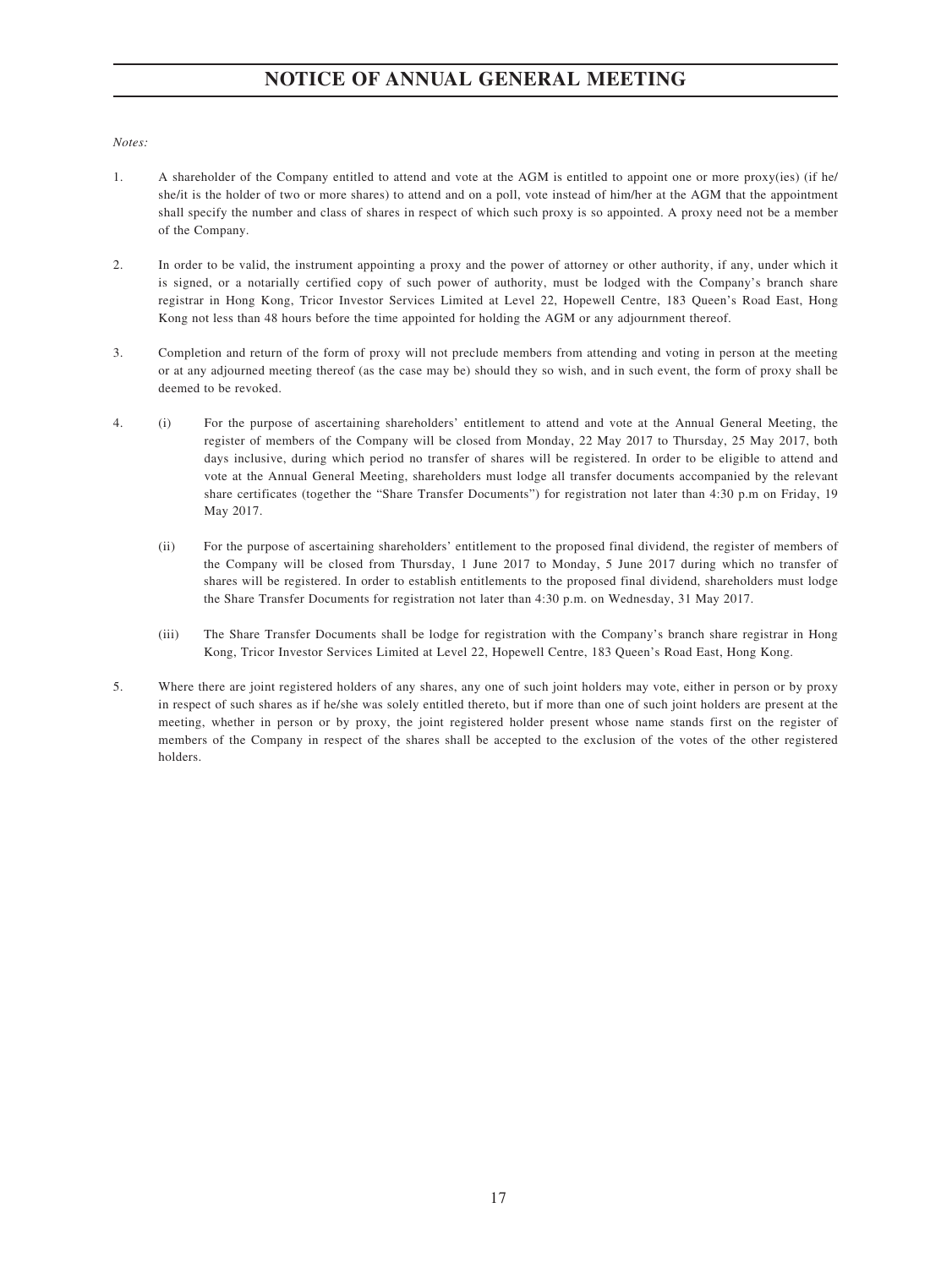# NOTICE OF ANNUAL GENERAL MEETING

*Notes:*

1. A shareholder of the Company entitled to attend and vote at the AGM is entitled to appoint one or more proxy(ies) (if he/she/it is the holder of two or more shares) to attend and on a poll, vote instead of him/her at the AGM that the appointment shall specify the number and class of shares in respect of which such proxy is so appointed. A proxy need not be a member of the Company.

2. In order to be valid, the instrument appointing a proxy and the power of attorney or other authority, if any, under which it is signed, or a notarially certified copy of such power of authority, must be lodged with the Company's branch share registrar in Hong Kong, Tricor Investor Services Limited at Level 22, Hopewell Centre, 183 Queen's Road East, Hong Kong not less than 48 hours before the time appointed for holding the AGM or any adjournment thereof.

3. Completion and return of the form of proxy will not preclude members from attending and voting in person at the meeting or at any adjourned meeting thereof (as the case may be) should they so wish, and in such event, the form of proxy shall be deemed to be revoked.

4. (i) For the purpose of ascertaining shareholders' entitlement to attend and vote at the Annual General Meeting, the register of members of the Company will be closed from Monday, 22 May 2017 to Thursday, 25 May 2017, both days inclusive, during which period no transfer of shares will be registered. In order to be eligible to attend and vote at the Annual General Meeting, shareholders must lodge all transfer documents accompanied by the relevant share certificates (together the "Share Transfer Documents") for registration not later than 4:30 p.m on Friday, 19 May 2017.

   (ii) For the purpose of ascertaining shareholders' entitlement to the proposed final dividend, the register of members of the Company will be closed from Thursday, 1 June 2017 to Monday, 5 June 2017 during which no transfer of shares will be registered. In order to establish entitlements to the proposed final dividend, shareholders must lodge the Share Transfer Documents for registration not later than 4:30 p.m. on Wednesday, 31 May 2017.

   (iii) The Share Transfer Documents shall be lodge for registration with the Company's branch share registrar in Hong Kong, Tricor Investor Services Limited at Level 22, Hopewell Centre, 183 Queen's Road East, Hong Kong.

5. Where there are joint registered holders of any shares, any one of such joint holders may vote, either in person or by proxy in respect of such shares as if he/she was solely entitled thereto, but if more than one of such joint holders are present at the meeting, whether in person or by proxy, the joint registered holder present whose name stands first on the register of members of the Company in respect of the shares shall be accepted to the exclusion of the votes of the other registered holders.